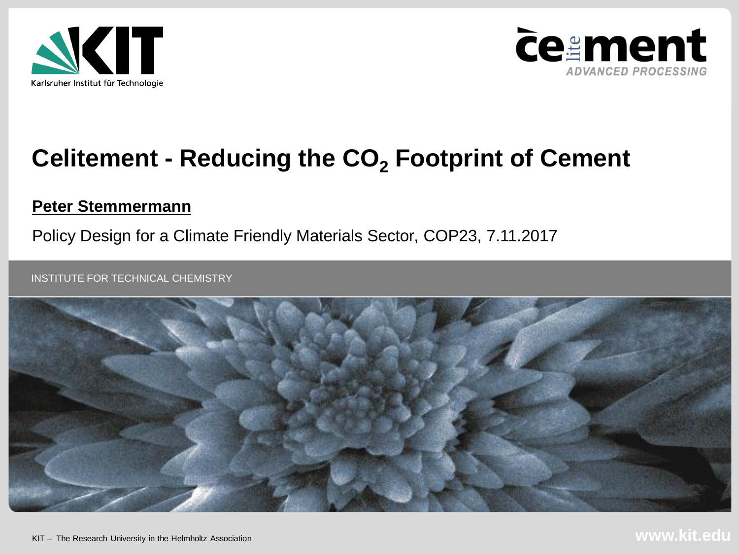Karlsruher Institut für Technologie

celitement ADVANCED PROCESSING

# Celitement - Reducing the $CO_2$ Footprint of Cement

**Peter Stemmermann**

Policy Design for a Climate Friendly Materials Sector, COP23, 7.11.2017

INSTITUTE FOR TECHNICAL CHEMISTRY

KIT – The Research University in the Helmholtz Association

www.kit.edu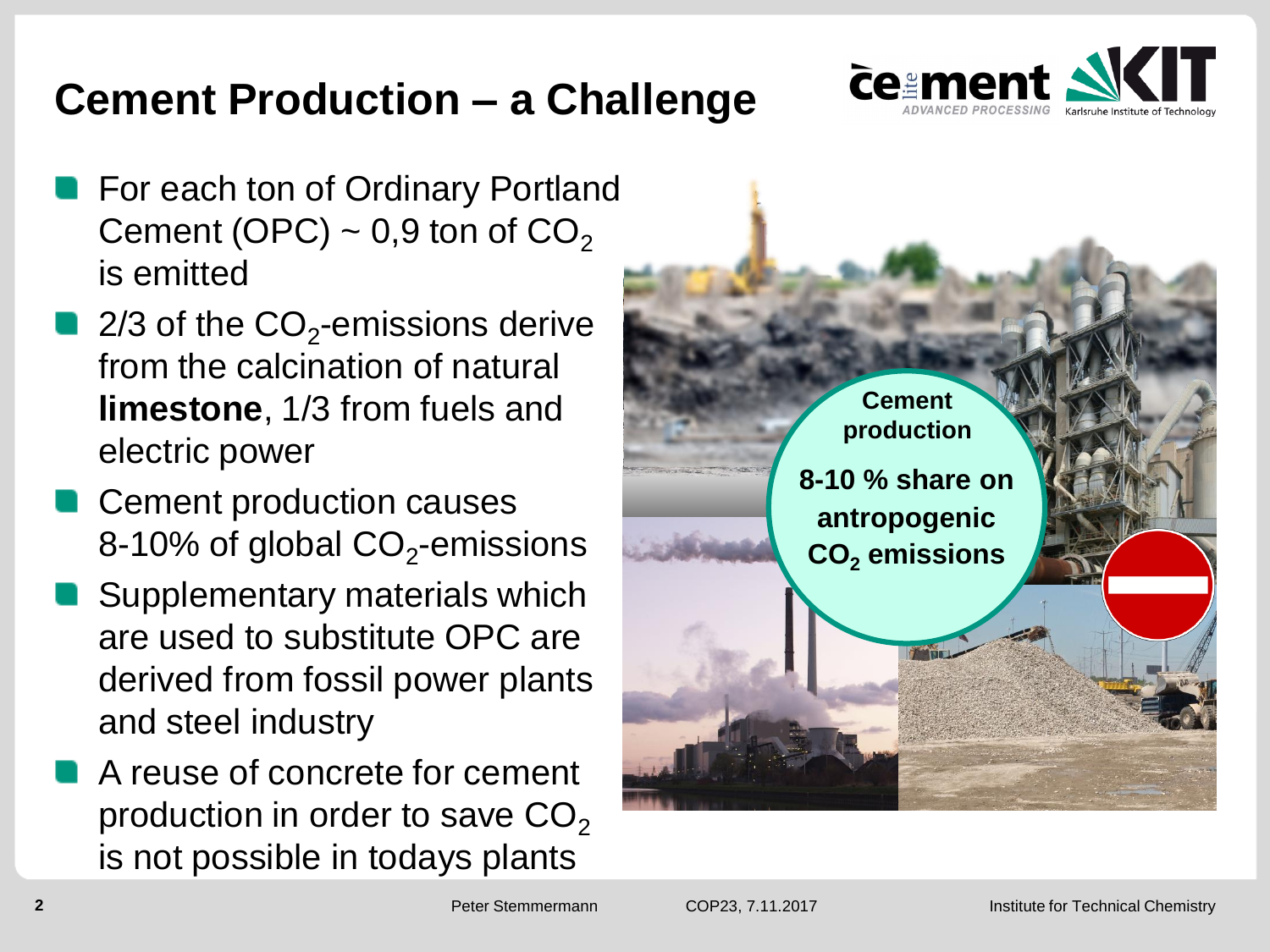# Cement Production – a Challenge

- For each ton of Ordinary Portland Cement (OPC) ~ 0,9 ton of $CO_2$ is emitted
- 2/3 of the $CO_2$-emissions derive from the calcination of natural **limestone**, 1/3 from fuels and electric power
- Cement production causes 8-10% of global $CO_2$-emissions
- Supplementary materials which are used to substitute OPC are derived from fossil power plants and steel industry
- A reuse of concrete for cement production in order to save $CO_2$ is not possible in todays plants

**Cement production**

**8-10 % share on antropogenic $CO_2$ emissions**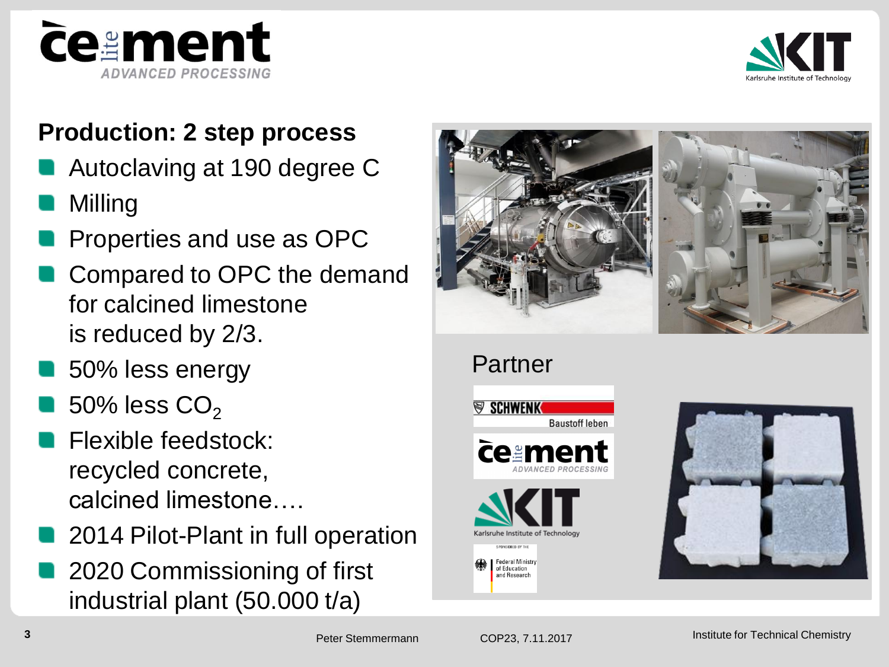## Production: 2 step process

- Autoclaving at 190 degree C
- Milling
- Properties and use as OPC
- Compared to OPC the demand for calcined limestone is reduced by 2/3.
- 50% less energy
- 50% less $CO_2$
- Flexible feedstock: recycled concrete, calcined limestone….
- 2014 Pilot-Plant in full operation
- 2020 Commissioning of first industrial plant (50.000 t/a)

Partner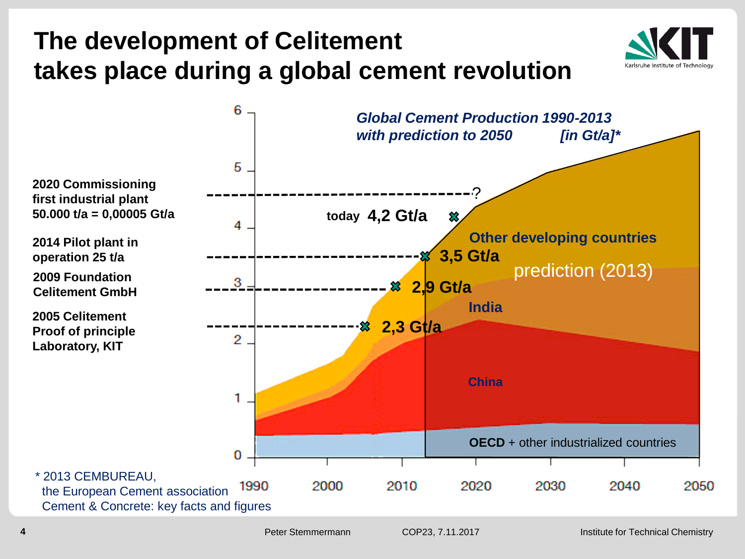# The development of Celitement takes place during a global cement revolution

2020 Commissioning first industrial plant 50.000 t/a = 0,00005 Gt/a

2014 Pilot plant in operation 25 t/a

2009 Foundation Celitement GmbH

2005 Celitement Proof of principle Laboratory, KIT

*Global Cement Production 1990-2013 with prediction to 2050 [in Gt/a]**

today 4,2 Gt/a

3,5 Gt/a

2,9 Gt/a

2,3 Gt/a

?

Other developing countries

prediction (2013)

India

China

**OECD** + other industrialized countries

0
1
2
3
4
5
6

1990
2000
2010
2020
2030
2040
2050

* 2013 CEMBUREAU, the European Cement association Cement & Concrete: key facts and figures

Peter Stemmermann COP23, 7.11.2017 Institute for Technical Chemistry